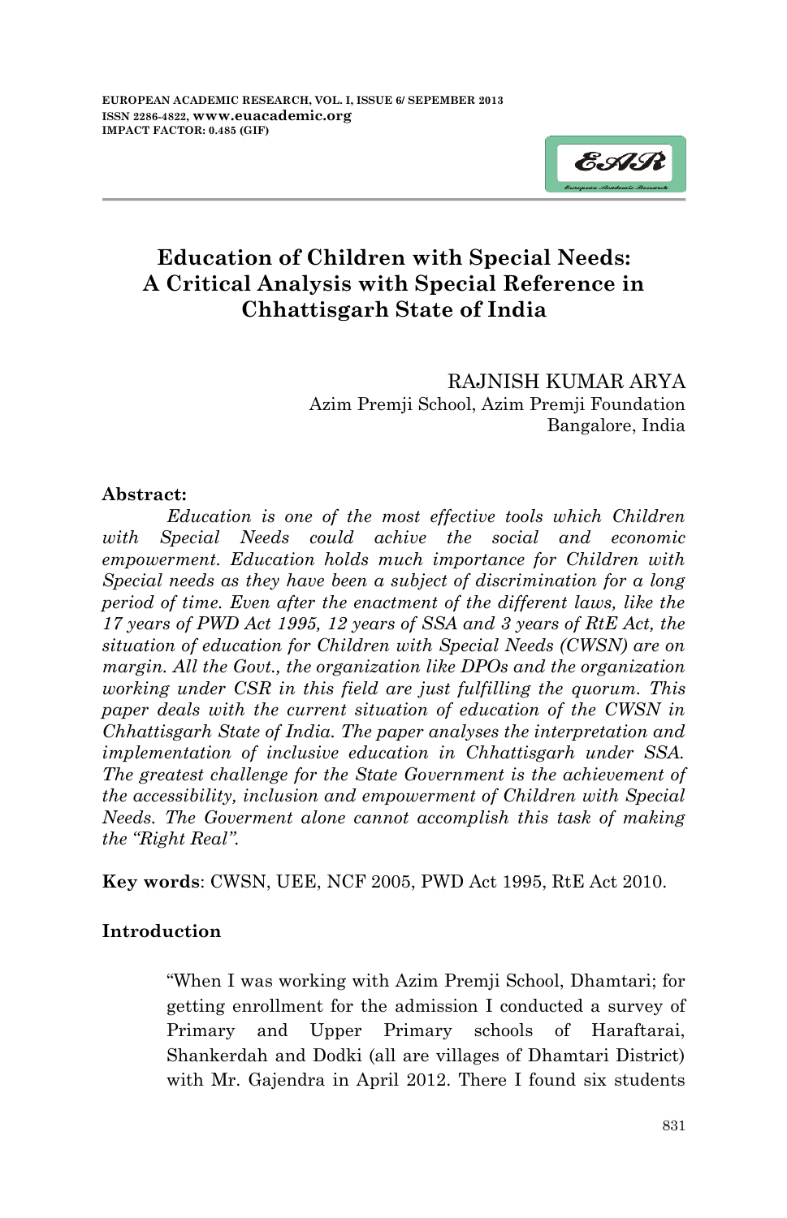# Education of Children with Special Needs: A Critical Analysis with Special Reference in Chhattisgarh State of India

RAJNISH KUMAR ARYA
Azim Premji School, Azim Premji Foundation
Bangalore, India

**Abstract:**

*Education is one of the most effective tools which Children with Special Needs could achive the social and economic empowerment. Education holds much importance for Children with Special needs as they have been a subject of discrimination for a long period of time. Even after the enactment of the different laws, like the 17 years of PWD Act 1995, 12 years of SSA and 3 years of RtE Act, the situation of education for Children with Special Needs (CWSN) are on margin. All the Govt., the organization like DPOs and the organization working under CSR in this field are just fulfilling the quorum. This paper deals with the current situation of education of the CWSN in Chhattisgarh State of India. The paper analyses the interpretation and implementation of inclusive education in Chhattisgarh under SSA. The greatest challenge for the State Government is the achievement of the accessibility, inclusion and empowerment of Children with Special Needs. The Goverment alone cannot accomplish this task of making the "Right Real".*

**Key words**: CWSN, UEE, NCF 2005, PWD Act 1995, RtE Act 2010.

## Introduction

> "When I was working with Azim Premji School, Dhamtari; for getting enrollment for the admission I conducted a survey of Primary and Upper Primary schools of Haraftarai, Shankerdah and Dodki (all are villages of Dhamtari District) with Mr. Gajendra in April 2012. There I found six students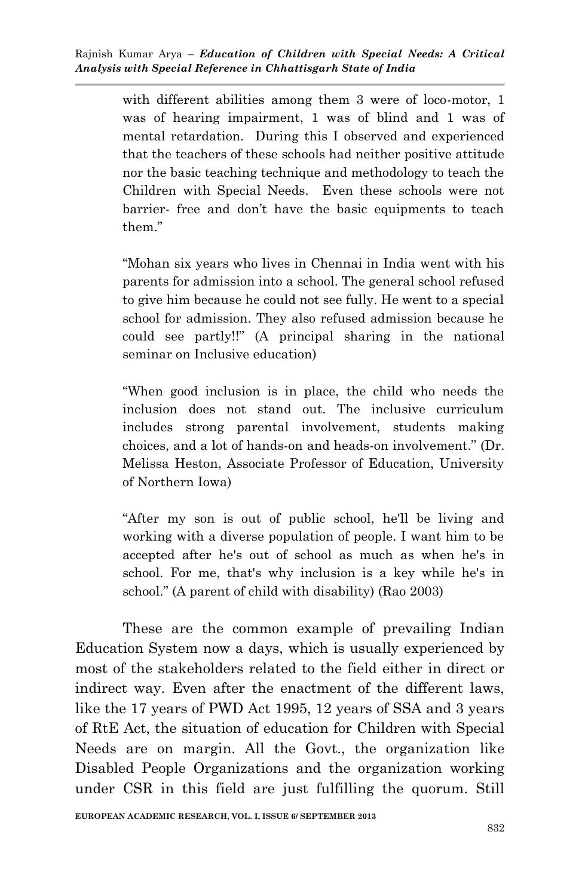> with different abilities among them 3 were of loco-motor, 1 was of hearing impairment, 1 was of blind and 1 was of mental retardation. During this I observed and experienced that the teachers of these schools had neither positive attitude nor the basic teaching technique and methodology to teach the Children with Special Needs. Even these schools were not barrier- free and don't have the basic equipments to teach them."

> "Mohan six years who lives in Chennai in India went with his parents for admission into a school. The general school refused to give him because he could not see fully. He went to a special school for admission. They also refused admission because he could see partly!!" (A principal sharing in the national seminar on Inclusive education)

> "When good inclusion is in place, the child who needs the inclusion does not stand out. The inclusive curriculum includes strong parental involvement, students making choices, and a lot of hands-on and heads-on involvement." (Dr. Melissa Heston, Associate Professor of Education, University of Northern Iowa)

> "After my son is out of public school, he'll be living and working with a diverse population of people. I want him to be accepted after he's out of school as much as when he's in school. For me, that's why inclusion is a key while he's in school." (A parent of child with disability) (Rao 2003)

These are the common example of prevailing Indian Education System now a days, which is usually experienced by most of the stakeholders related to the field either in direct or indirect way. Even after the enactment of the different laws, like the 17 years of PWD Act 1995, 12 years of SSA and 3 years of RtE Act, the situation of education for Children with Special Needs are on margin. All the Govt., the organization like Disabled People Organizations and the organization working under CSR in this field are just fulfilling the quorum. Still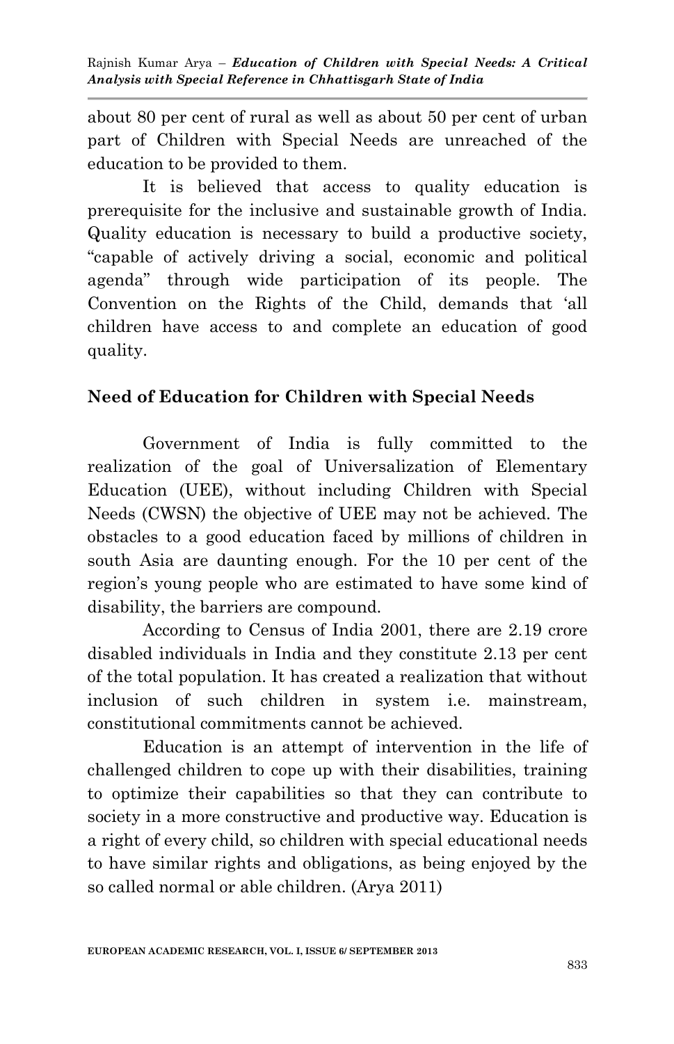about 80 per cent of rural as well as about 50 per cent of urban part of Children with Special Needs are unreached of the education to be provided to them.

It is believed that access to quality education is prerequisite for the inclusive and sustainable growth of India. Quality education is necessary to build a productive society, "capable of actively driving a social, economic and political agenda" through wide participation of its people. The Convention on the Rights of the Child, demands that 'all children have access to and complete an education of good quality.

## Need of Education for Children with Special Needs

Government of India is fully committed to the realization of the goal of Universalization of Elementary Education (UEE), without including Children with Special Needs (CWSN) the objective of UEE may not be achieved. The obstacles to a good education faced by millions of children in south Asia are daunting enough. For the 10 per cent of the region's young people who are estimated to have some kind of disability, the barriers are compound.

According to Census of India 2001, there are 2.19 crore disabled individuals in India and they constitute 2.13 per cent of the total population. It has created a realization that without inclusion of such children in system i.e. mainstream, constitutional commitments cannot be achieved.

Education is an attempt of intervention in the life of challenged children to cope up with their disabilities, training to optimize their capabilities so that they can contribute to society in a more constructive and productive way. Education is a right of every child, so children with special educational needs to have similar rights and obligations, as being enjoyed by the so called normal or able children. (Arya 2011)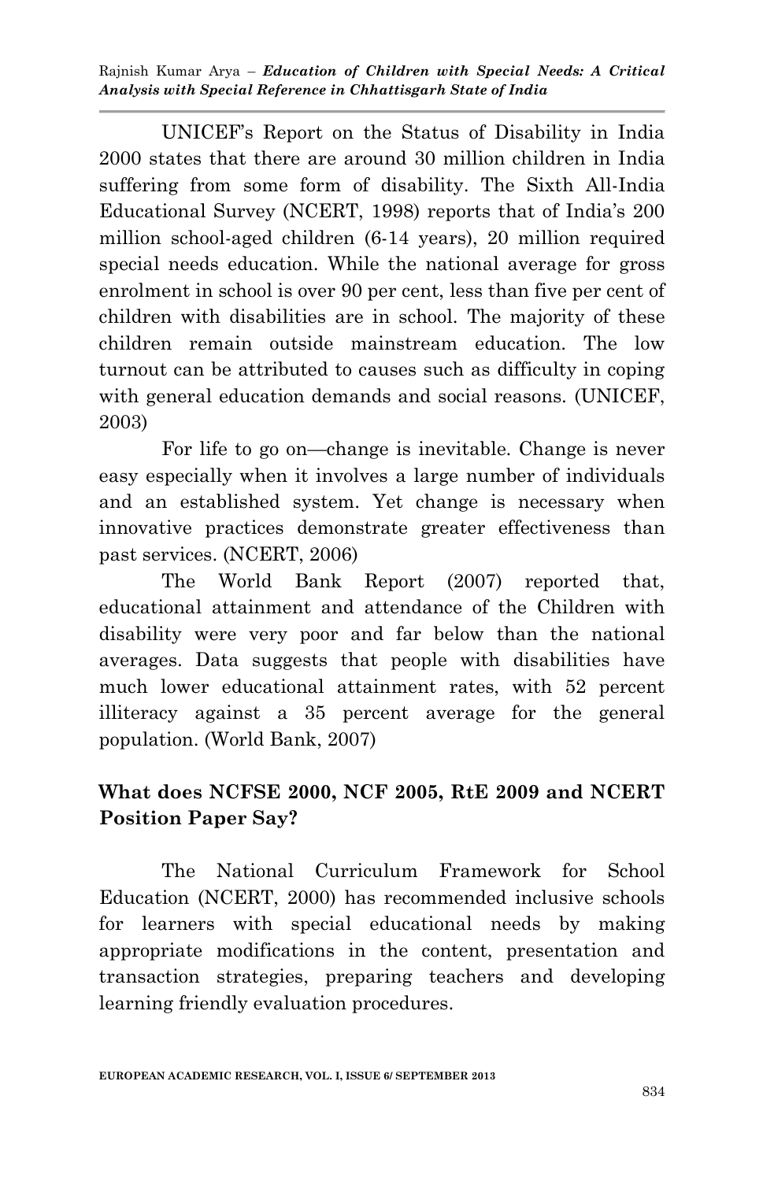UNICEF's Report on the Status of Disability in India 2000 states that there are around 30 million children in India suffering from some form of disability. The Sixth All-India Educational Survey (NCERT, 1998) reports that of India's 200 million school-aged children (6-14 years), 20 million required special needs education. While the national average for gross enrolment in school is over 90 per cent, less than five per cent of children with disabilities are in school. The majority of these children remain outside mainstream education. The low turnout can be attributed to causes such as difficulty in coping with general education demands and social reasons. (UNICEF, 2003)

For life to go on—change is inevitable. Change is never easy especially when it involves a large number of individuals and an established system. Yet change is necessary when innovative practices demonstrate greater effectiveness than past services. (NCERT, 2006)

The World Bank Report (2007) reported that, educational attainment and attendance of the Children with disability were very poor and far below than the national averages. Data suggests that people with disabilities have much lower educational attainment rates, with 52 percent illiteracy against a 35 percent average for the general population. (World Bank, 2007)

## What does NCFSE 2000, NCF 2005, RtE 2009 and NCERT Position Paper Say?

The National Curriculum Framework for School Education (NCERT, 2000) has recommended inclusive schools for learners with special educational needs by making appropriate modifications in the content, presentation and transaction strategies, preparing teachers and developing learning friendly evaluation procedures.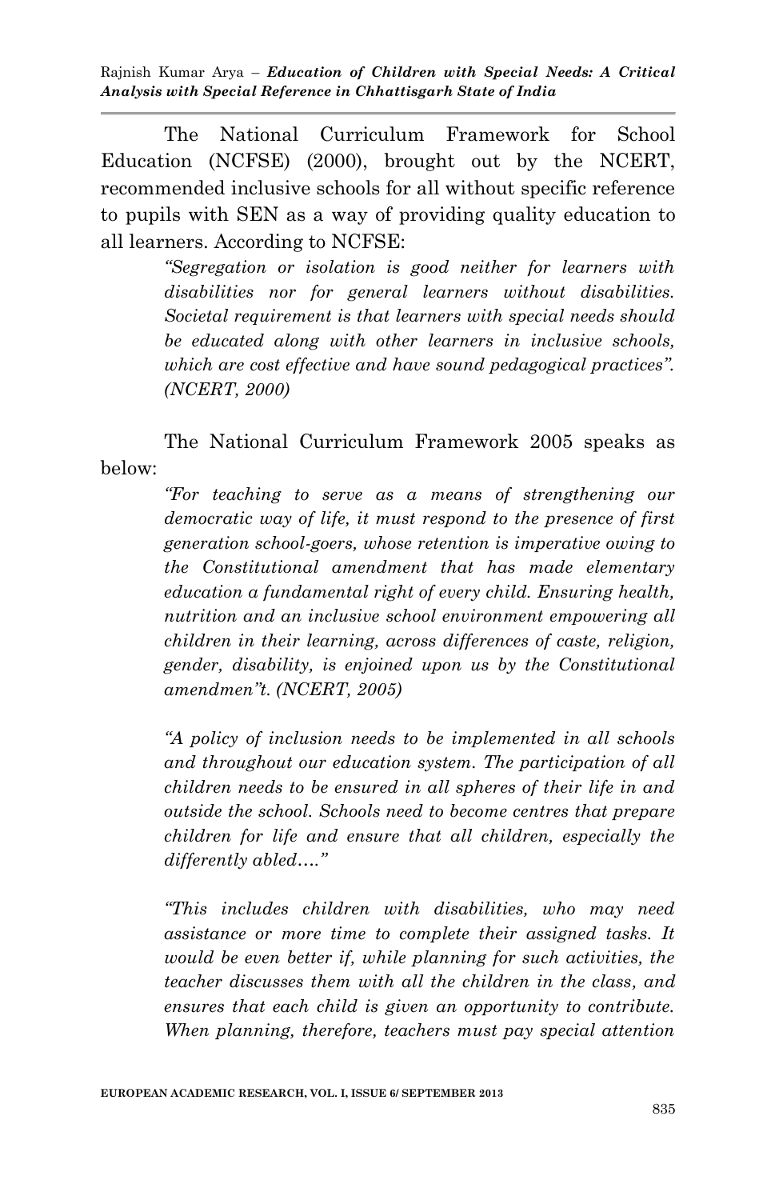The National Curriculum Framework for School Education (NCFSE) (2000), brought out by the NCERT, recommended inclusive schools for all without specific reference to pupils with SEN as a way of providing quality education to all learners. According to NCFSE:

> *"Segregation or isolation is good neither for learners with disabilities nor for general learners without disabilities. Societal requirement is that learners with special needs should be educated along with other learners in inclusive schools, which are cost effective and have sound pedagogical practices". (NCERT, 2000)*

The National Curriculum Framework 2005 speaks as below:

> *"For teaching to serve as a means of strengthening our democratic way of life, it must respond to the presence of first generation school-goers, whose retention is imperative owing to the Constitutional amendment that has made elementary education a fundamental right of every child. Ensuring health, nutrition and an inclusive school environment empowering all children in their learning, across differences of caste, religion, gender, disability, is enjoined upon us by the Constitutional amendmen"t. (NCERT, 2005)*
>
> *"A policy of inclusion needs to be implemented in all schools and throughout our education system. The participation of all children needs to be ensured in all spheres of their life in and outside the school. Schools need to become centres that prepare children for life and ensure that all children, especially the differently abled…."*
>
> *"This includes children with disabilities, who may need assistance or more time to complete their assigned tasks. It would be even better if, while planning for such activities, the teacher discusses them with all the children in the class, and ensures that each child is given an opportunity to contribute. When planning, therefore, teachers must pay special attention*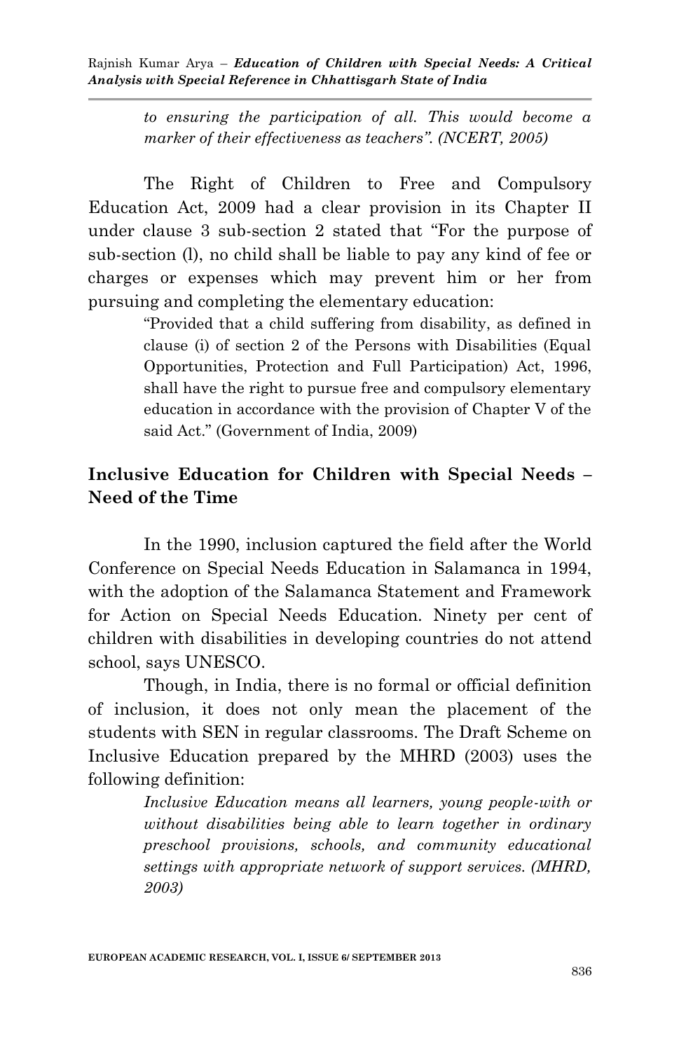*to ensuring the participation of all. This would become a marker of their effectiveness as teachers". (NCERT, 2005)*

The Right of Children to Free and Compulsory Education Act, 2009 had a clear provision in its Chapter II under clause 3 sub-section 2 stated that "For the purpose of sub-section (l), no child shall be liable to pay any kind of fee or charges or expenses which may prevent him or her from pursuing and completing the elementary education:

> "Provided that a child suffering from disability, as defined in clause (i) of section 2 of the Persons with Disabilities (Equal Opportunities, Protection and Full Participation) Act, 1996, shall have the right to pursue free and compulsory elementary education in accordance with the provision of Chapter V of the said Act." (Government of India, 2009)

## Inclusive Education for Children with Special Needs – Need of the Time

In the 1990, inclusion captured the field after the World Conference on Special Needs Education in Salamanca in 1994, with the adoption of the Salamanca Statement and Framework for Action on Special Needs Education. Ninety per cent of children with disabilities in developing countries do not attend school, says UNESCO.

Though, in India, there is no formal or official definition of inclusion, it does not only mean the placement of the students with SEN in regular classrooms. The Draft Scheme on Inclusive Education prepared by the MHRD (2003) uses the following definition:

> *Inclusive Education means all learners, young people-with or without disabilities being able to learn together in ordinary preschool provisions, schools, and community educational settings with appropriate network of support services. (MHRD, 2003)*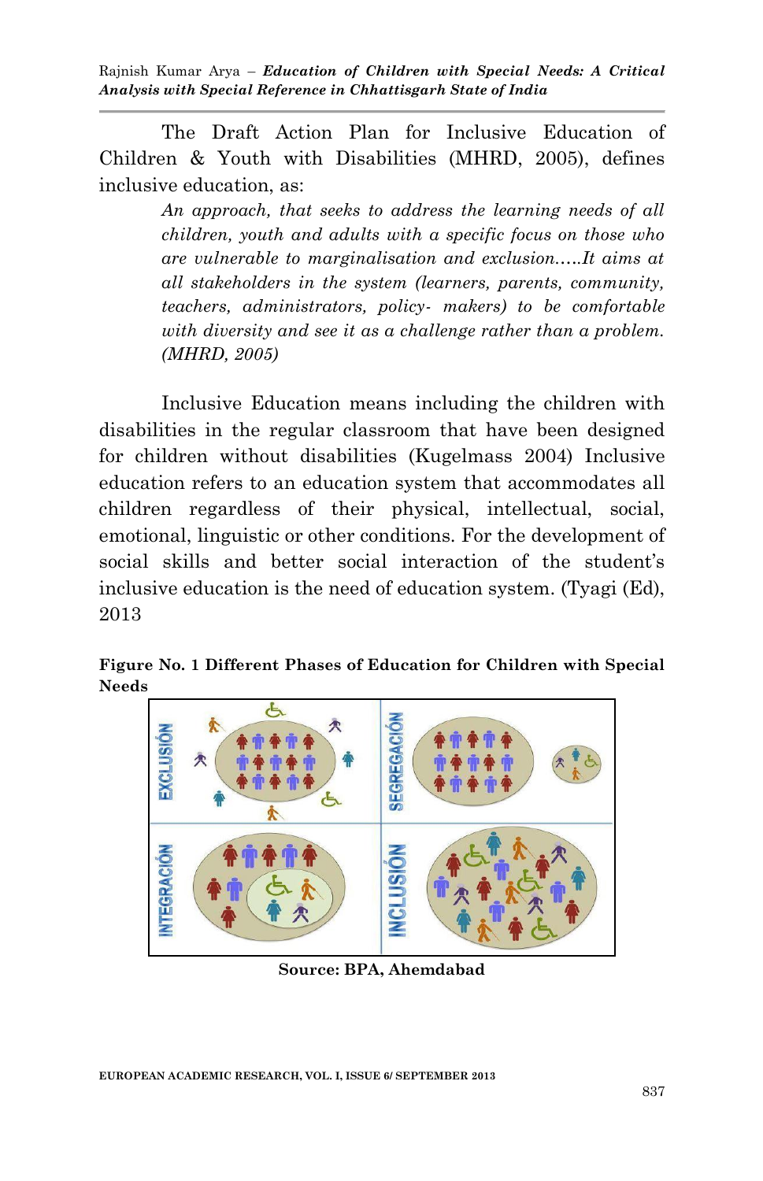The Draft Action Plan for Inclusive Education of Children & Youth with Disabilities (MHRD, 2005), defines inclusive education, as:

> *An approach, that seeks to address the learning needs of all children, youth and adults with a specific focus on those who are vulnerable to marginalisation and exclusion…..It aims at all stakeholders in the system (learners, parents, community, teachers, administrators, policy- makers) to be comfortable with diversity and see it as a challenge rather than a problem. (MHRD, 2005)*

Inclusive Education means including the children with disabilities in the regular classroom that have been designed for children without disabilities (Kugelmass 2004) Inclusive education refers to an education system that accommodates all children regardless of their physical, intellectual, social, emotional, linguistic or other conditions. For the development of social skills and better social interaction of the student's inclusive education is the need of education system. (Tyagi (Ed), 2013

**Figure No. 1 Different Phases of Education for Children with Special Needs**

EXCLUSIÓN | SEGREGACIÓN | INTEGRACIÓN | INCLUSIÓN

**Source: BPA, Ahemdabad**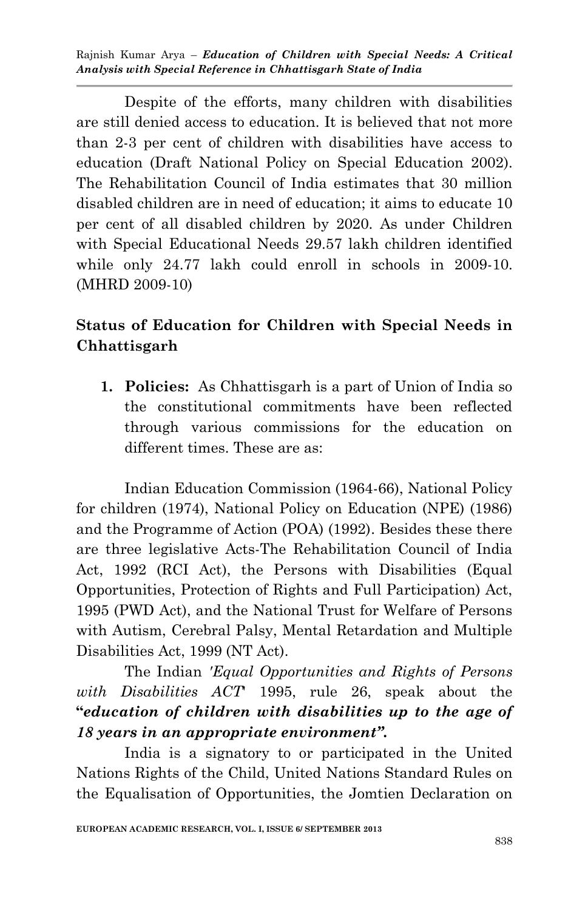Despite of the efforts, many children with disabilities are still denied access to education. It is believed that not more than 2-3 per cent of children with disabilities have access to education (Draft National Policy on Special Education 2002). The Rehabilitation Council of India estimates that 30 million disabled children are in need of education; it aims to educate 10 per cent of all disabled children by 2020. As under Children with Special Educational Needs 29.57 lakh children identified while only 24.77 lakh could enroll in schools in 2009-10. (MHRD 2009-10)

## Status of Education for Children with Special Needs in Chhattisgarh

1. **Policies:** As Chhattisgarh is a part of Union of India so the constitutional commitments have been reflected through various commissions for the education on different times. These are as:

Indian Education Commission (1964-66), National Policy for children (1974), National Policy on Education (NPE) (1986) and the Programme of Action (POA) (1992). Besides these there are three legislative Acts-The Rehabilitation Council of India Act, 1992 (RCI Act), the Persons with Disabilities (Equal Opportunities, Protection of Rights and Full Participation) Act, 1995 (PWD Act), and the National Trust for Welfare of Persons with Autism, Cerebral Palsy, Mental Retardation and Multiple Disabilities Act, 1999 (NT Act).

The Indian *'Equal Opportunities and Rights of Persons with Disabilities ACT'* 1995, rule 26, speak about the **"*education of children with disabilities up to the age of 18 years in an appropriate environment*".**

India is a signatory to or participated in the United Nations Rights of the Child, United Nations Standard Rules on the Equalisation of Opportunities, the Jomtien Declaration on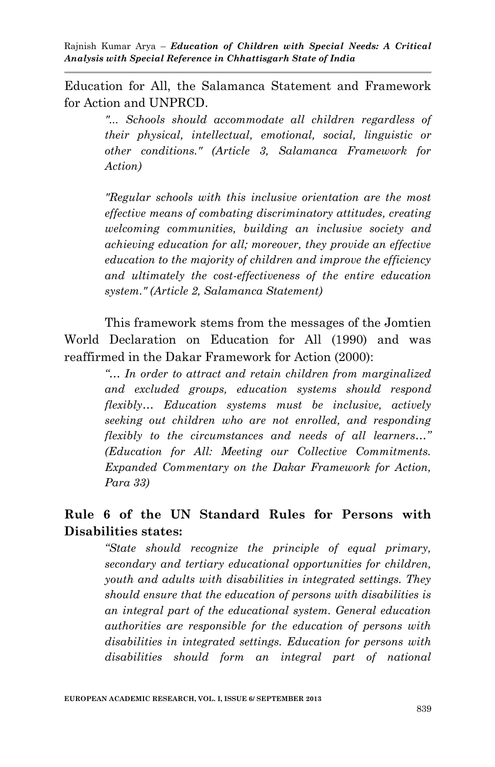Education for All, the Salamanca Statement and Framework for Action and UNPRCD.

> *"... Schools should accommodate all children regardless of their physical, intellectual, emotional, social, linguistic or other conditions." (Article 3, Salamanca Framework for Action)*
>
> *"Regular schools with this inclusive orientation are the most effective means of combating discriminatory attitudes, creating welcoming communities, building an inclusive society and achieving education for all; moreover, they provide an effective education to the majority of children and improve the efficiency and ultimately the cost-effectiveness of the entire education system." (Article 2, Salamanca Statement)*

This framework stems from the messages of the Jomtien World Declaration on Education for All (1990) and was reaffirmed in the Dakar Framework for Action (2000):

> *"… In order to attract and retain children from marginalized and excluded groups, education systems should respond flexibly… Education systems must be inclusive, actively seeking out children who are not enrolled, and responding flexibly to the circumstances and needs of all learners…" (Education for All: Meeting our Collective Commitments. Expanded Commentary on the Dakar Framework for Action, Para 33)*

**Rule 6 of the UN Standard Rules for Persons with Disabilities states:**

> *"State should recognize the principle of equal primary, secondary and tertiary educational opportunities for children, youth and adults with disabilities in integrated settings. They should ensure that the education of persons with disabilities is an integral part of the educational system. General education authorities are responsible for the education of persons with disabilities in integrated settings. Education for persons with disabilities should form an integral part of national*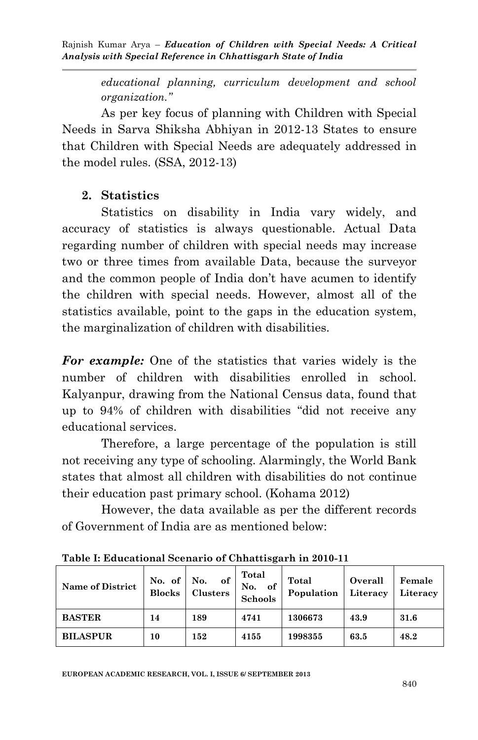*educational planning, curriculum development and school organization."*

As per key focus of planning with Children with Special Needs in Sarva Shiksha Abhiyan in 2012-13 States to ensure that Children with Special Needs are adequately addressed in the model rules. (SSA, 2012-13)

## 2. Statistics

Statistics on disability in India vary widely, and accuracy of statistics is always questionable. Actual Data regarding number of children with special needs may increase two or three times from available Data, because the surveyor and the common people of India don't have acumen to identify the children with special needs. However, almost all of the statistics available, point to the gaps in the education system, the marginalization of children with disabilities.

***For example:*** One of the statistics that varies widely is the number of children with disabilities enrolled in school. Kalyanpur, drawing from the National Census data, found that up to 94% of children with disabilities "did not receive any educational services.

Therefore, a large percentage of the population is still not receiving any type of schooling. Alarmingly, the World Bank states that almost all children with disabilities do not continue their education past primary school. (Kohama 2012)

However, the data available as per the different records of Government of India are as mentioned below:

**Table I: Educational Scenario of Chhattisgarh in 2010-11**

| Name of District | No. of Blocks | No. of Clusters | Total No. of Schools | Total Population | Overall Literacy | Female Literacy |
|---|---|---|---|---|---|---|
| **BASTER** | **14** | **189** | **4741** | **1306673** | **43.9** | **31.6** |
| **BILASPUR** | **10** | **152** | **4155** | **1998355** | **63.5** | **48.2** |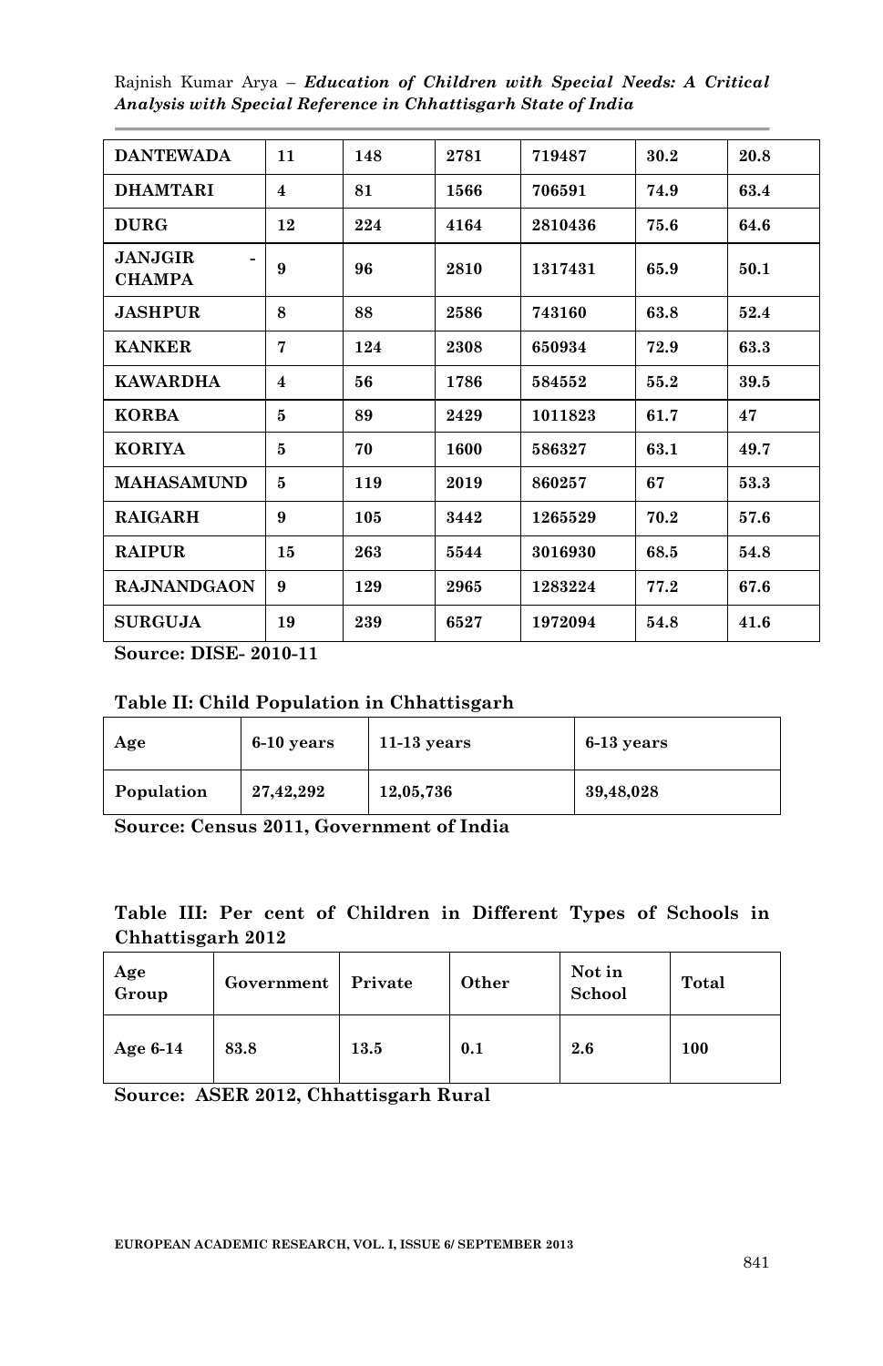| DANTEWADA | 11 | 148 | 2781 | 719487 | 30.2 | 20.8 |
|---|---|---|---|---|---|---|
| DHAMTARI | 4 | 81 | 1566 | 706591 | 74.9 | 63.4 |
| DURG | 12 | 224 | 4164 | 2810436 | 75.6 | 64.6 |
| JANJGIR - CHAMPA | 9 | 96 | 2810 | 1317431 | 65.9 | 50.1 |
| JASHPUR | 8 | 88 | 2586 | 743160 | 63.8 | 52.4 |
| KANKER | 7 | 124 | 2308 | 650934 | 72.9 | 63.3 |
| KAWARDHA | 4 | 56 | 1786 | 584552 | 55.2 | 39.5 |
| KORBA | 5 | 89 | 2429 | 1011823 | 61.7 | 47 |
| KORIYA | 5 | 70 | 1600 | 586327 | 63.1 | 49.7 |
| MAHASAMUND | 5 | 119 | 2019 | 860257 | 67 | 53.3 |
| RAIGARH | 9 | 105 | 3442 | 1265529 | 70.2 | 57.6 |
| RAIPUR | 15 | 263 | 5544 | 3016930 | 68.5 | 54.8 |
| RAJNANDGAON | 9 | 129 | 2965 | 1283224 | 77.2 | 67.6 |
| SURGUJA | 19 | 239 | 6527 | 1972094 | 54.8 | 41.6 |

**Source: DISE- 2010-11**

**Table II: Child Population in Chhattisgarh**

| Age | 6-10 years | 11-13 years | 6-13 years |
|---|---|---|---|
| Population | 27,42,292 | 12,05,736 | 39,48,028 |

**Source: Census 2011, Government of India**

**Table III: Per cent of Children in Different Types of Schools in Chhattisgarh 2012**

| Age Group | Government | Private | Other | Not in School | Total |
|---|---|---|---|---|---|
| Age 6-14 | 83.8 | 13.5 | 0.1 | 2.6 | 100 |

**Source: ASER 2012, Chhattisgarh Rural**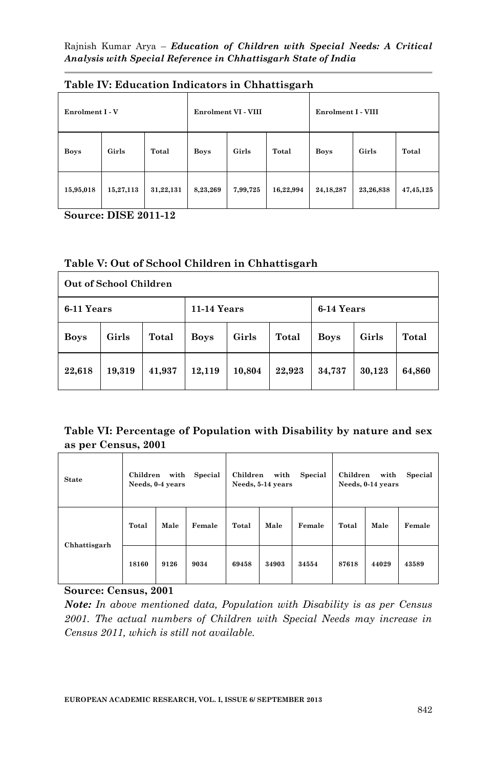**Table IV: Education Indicators in Chhattisgarh**

| Enrolment I - V | | | Enrolment VI - VIII | | | Enrolment I - VIII | | |
|---|---|---|---|---|---|---|---|---|
| Boys | Girls | Total | Boys | Girls | Total | Boys | Girls | Total |
| 15,95,018 | 15,27,113 | 31,22,131 | 8,23,269 | 7,99,725 | 16,22,994 | 24,18,287 | 23,26,838 | 47,45,125 |

**Source: DISE 2011-12**

**Table V: Out of School Children in Chhattisgarh**

| Out of School Children | | | | | | | | |
|---|---|---|---|---|---|---|---|---|
| 6-11 Years | | | 11-14 Years | | | 6-14 Years | | |
| Boys | Girls | Total | Boys | Girls | Total | Boys | Girls | Total |
| 22,618 | 19,319 | 41,937 | 12,119 | 10,804 | 22,923 | 34,737 | 30,123 | 64,860 |

**Table VI: Percentage of Population with Disability by nature and sex as per Census, 2001**

| State | Children with Special Needs, 0-4 years | | | Children with Special Needs, 5-14 years | | | Children with Special Needs, 0-14 years | | |
|---|---|---|---|---|---|---|---|---|---|
| Chhattisgarh | Total | Male | Female | Total | Male | Female | Total | Male | Female |
| | 18160 | 9126 | 9034 | 69458 | 34903 | 34554 | 87618 | 44029 | 43589 |

**Source: Census, 2001**

***Note:*** *In above mentioned data, Population with Disability is as per Census 2001. The actual numbers of Children with Special Needs may increase in Census 2011, which is still not available.*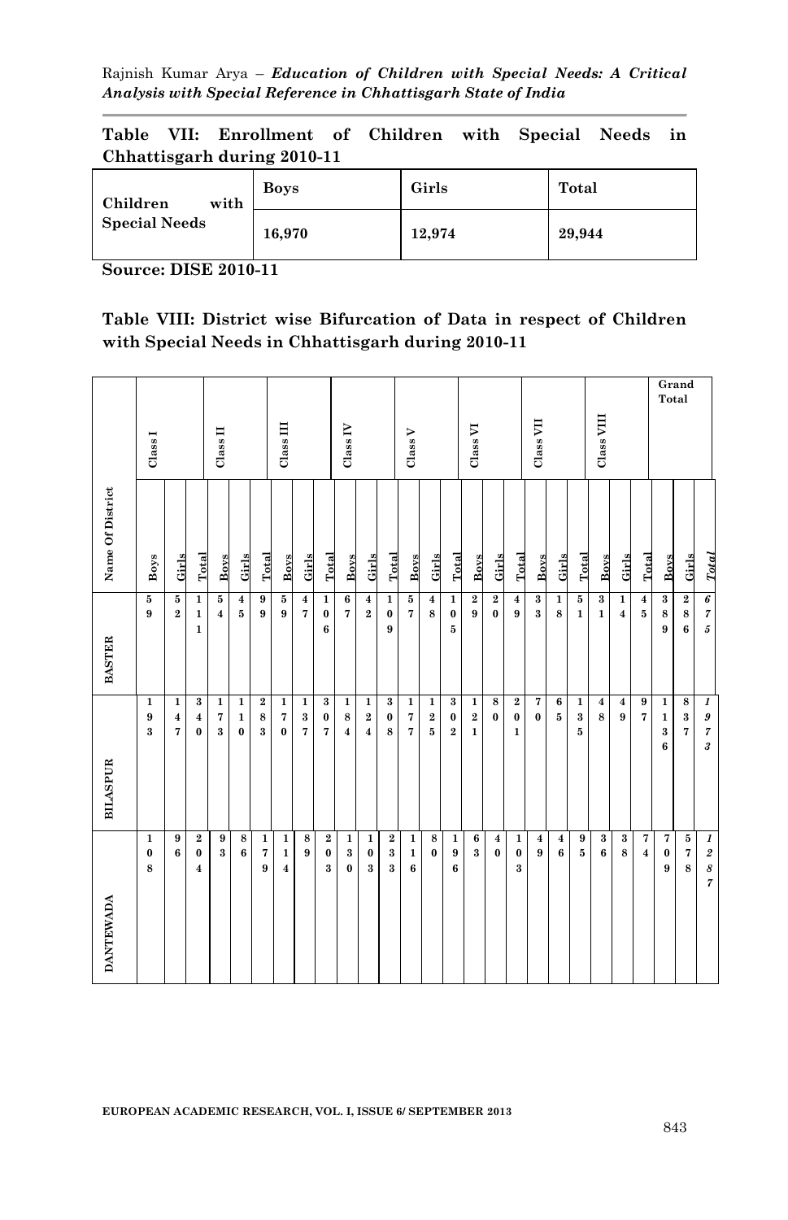**Table VII: Enrollment of Children with Special Needs in Chhattisgarh during 2010-11**

| Children with Special Needs | Boys | Girls | Total |
|---|---|---|---|
| | 16,970 | 12,974 | 29,944 |

**Source: DISE 2010-11**

**Table VIII: District wise Bifurcation of Data in respect of Children with Special Needs in Chhattisgarh during 2010-11**

| Name Of District | Class I | | | Class II | | | Class III | | | Class IV | | | Class V | | | Class VI | | | Class VII | | | Class VIII | | | Grand Total | | |
|---|---|---|---|---|---|---|---|---|---|---|---|---|---|---|---|---|---|---|---|---|---|---|---|---|---|---|---|
| | Boys | Girls | Total | Boys | Girls | Total | Boys | Girls | Total | Boys | Girls | Total | Boys | Girls | Total | Boys | Girls | Total | Boys | Girls | Total | Boys | Girls | Total | Boys | Girls | *Total* |
| BASTER | 59 | 52 | 111 | 54 | 45 | 99 | 59 | 47 | 106 | 67 | 42 | 109 | 57 | 48 | 105 | 29 | 20 | 49 | 33 | 18 | 51 | 31 | 14 | 45 | 389 | 286 | *675* |
| BILASPUR | 193 | 147 | 340 | 173 | 110 | 283 | 170 | 137 | 307 | 184 | 124 | 308 | 177 | 125 | 302 | 121 | 80 | 201 | 70 | 65 | 135 | 48 | 49 | 97 | 1136 | 837 | *1973* |
| DANTEWADA | 108 | 96 | 204 | 93 | 86 | 179 | 114 | 89 | 203 | 130 | 103 | 233 | 116 | 80 | 196 | 63 | 40 | 103 | 49 | 46 | 95 | 36 | 38 | 74 | 709 | 578 | *1287* |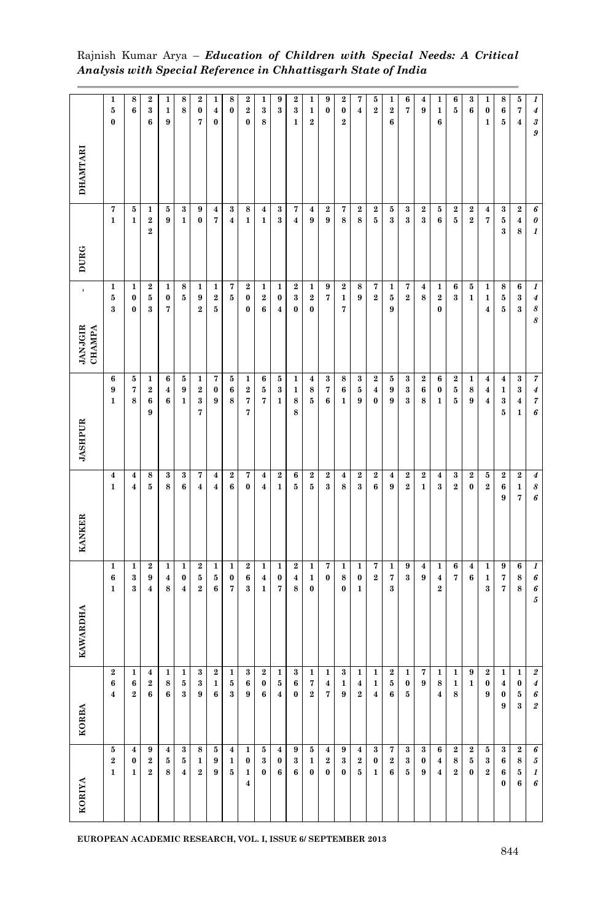| | | | | | | | | | | | | | | | | | | | | | | | | | | |
|---|---|---|---|---|---|---|---|---|---|---|---|---|---|---|---|---|---|---|---|---|---|---|---|---|---|---|
| **DHAMTARI** | **150** | **86** | **236** | **119** | **88** | **207** | **140** | **80** | **220** | **138** | **93** | **231** | **112** | **90** | **202** | **74** | **52** | **126** | **67** | **49** | **116** | **65** | **36** | **101** | **865** | **574** | ***1439*** |
| **DURG** | **71** | **51** | **122** | **59** | **31** | **90** | **47** | **34** | **81** | **41** | **33** | **74** | **49** | **29** | **78** | **28** | **25** | **53** | **33** | **23** | **56** | **25** | **22** | **47** | **353** | **248** | ***601*** |
| **JANJGIR - CHAMPA** | **153** | **100** | **253** | **107** | **85** | **192** | **125** | **75** | **200** | **126** | **104** | **230** | **120** | **97** | **217** | **89** | **72** | **159** | **72** | **48** | **120** | **63** | **51** | **114** | **855** | **633** | ***1488*** |
| **JASHPUR** | **691** | **578** | **1269** | **646** | **591** | **1237** | **709** | **568** | **1277** | **657** | **531** | **1188** | **485** | **376** | **861** | **359** | **240** | **599** | **333** | **268** | **601** | **255** | **189** | **444** | **4135** | **3341** | ***7476*** |
| **KANKER** | **41** | **44** | **85** | **38** | **36** | **74** | **44** | **26** | **70** | **44** | **21** | **65** | **25** | **23** | **48** | **23** | **26** | **49** | **22** | **21** | **43** | **32** | **20** | **52** | **269** | **217** | ***486*** |
| **KAWARDHA** | **161** | **133** | **294** | **148** | **104** | **252** | **156** | **107** | **263** | **141** | **107** | **248** | **110** | **70** | **180** | **101** | **72** | **173** | **93** | **49** | **142** | **67** | **46** | **113** | **977** | **688** | ***1665*** |
| **KORBA** | **264** | **162** | **426** | **186** | **153** | **339** | **216** | **153** | **369** | **206** | **154** | **360** | **172** | **147** | **319** | **142** | **114** | **256** | **105** | **79** | **184** | **118** | **91** | **209** | **1409** | **1053** | ***2462*** |
| **KORIYA** | **521** | **401** | **922** | **458** | **354** | **812** | **599** | **415** | **1014** | **530** | **406** | **936** | **510** | **420** | **930** | **425** | **301** | **726** | **335** | **309** | **644** | **282** | **250** | **532** | **3660** | **2856** | ***6516*** |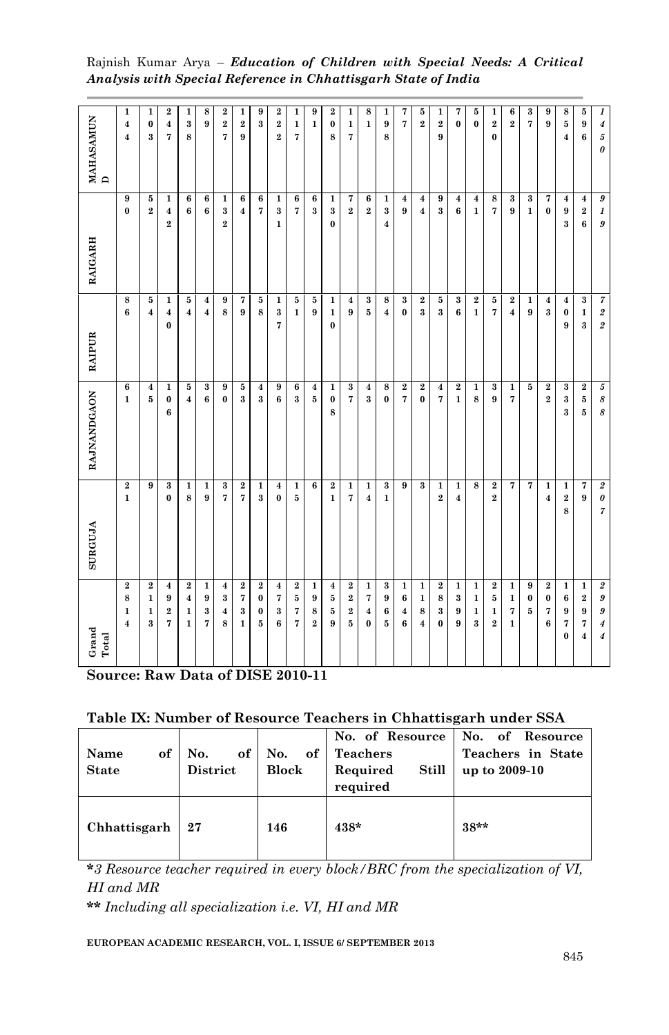| | | | | | | | | | | | | | | | | | | | | | | | | | | |
|---|---|---|---|---|---|---|---|---|---|---|---|---|---|---|---|---|---|---|---|---|---|---|---|---|---|---|
| **MAHASAMUND** | 144 | 103 | 247 | 138 | 89 | 227 | 129 | 93 | 222 | 117 | 91 | 208 | 117 | 81 | 198 | 77 | 52 | 129 | 70 | 50 | 120 | 62 | 37 | 99 | 854 | 596 | *1450* |
| **RAIGARH** | 90 | 52 | 142 | 66 | 66 | 132 | 64 | 67 | 131 | 67 | 63 | 130 | 72 | 62 | 134 | 49 | 44 | 93 | 46 | 41 | 87 | 39 | 31 | 70 | 493 | 426 | *919* |
| **RAIPUR** | 86 | 54 | 140 | 54 | 44 | 98 | 79 | 58 | 137 | 51 | 59 | 110 | 49 | 35 | 84 | 30 | 23 | 53 | 36 | 21 | 57 | 24 | 19 | 43 | 409 | 313 | *722* |
| **RAJNANDGAON** | 61 | 45 | 106 | 54 | 36 | 90 | 53 | 43 | 96 | 63 | 45 | 108 | 37 | 43 | 80 | 27 | 20 | 47 | 21 | 18 | 39 | 17 | 5 | 22 | 333 | 255 | *588* |
| **SURGUJA** | 21 | 9 | 30 | 18 | 19 | 37 | 27 | 13 | 40 | 15 | 6 | 21 | 17 | 14 | 31 | 9 | 3 | 12 | 14 | 8 | 22 | 7 | 7 | 14 | 128 | 79 | *207* |
| **Grand Total** | 2814 | 2113 | 4927 | 2411 | 1937 | 4348 | 2731 | 2005 | 4736 | 2577 | 1982 | 4559 | 2225 | 1740 | 3965 | 1646 | 1184 | 2830 | 1399 | 1113 | 2512 | 1171 | 905 | 2076 | 16970 | 12974 | *29944* |

**Source: Raw Data of DISE 2010-11**

**Table IX: Number of Resource Teachers in Chhattisgarh under SSA**

| Name of State | No. of District | No. of Block | No. of Resource Teachers Required Still required | No. of Resource Teachers in State up to 2009-10 |
|---|---|---|---|---|
| **Chhattisgarh** | **27** | **146** | **438*** | **38**** |

**\***\*3 Resource teacher required in every block/BRC from the specialization of VI, HI and MR*

**\*\*** *Including all specialization i.e. VI, HI and MR*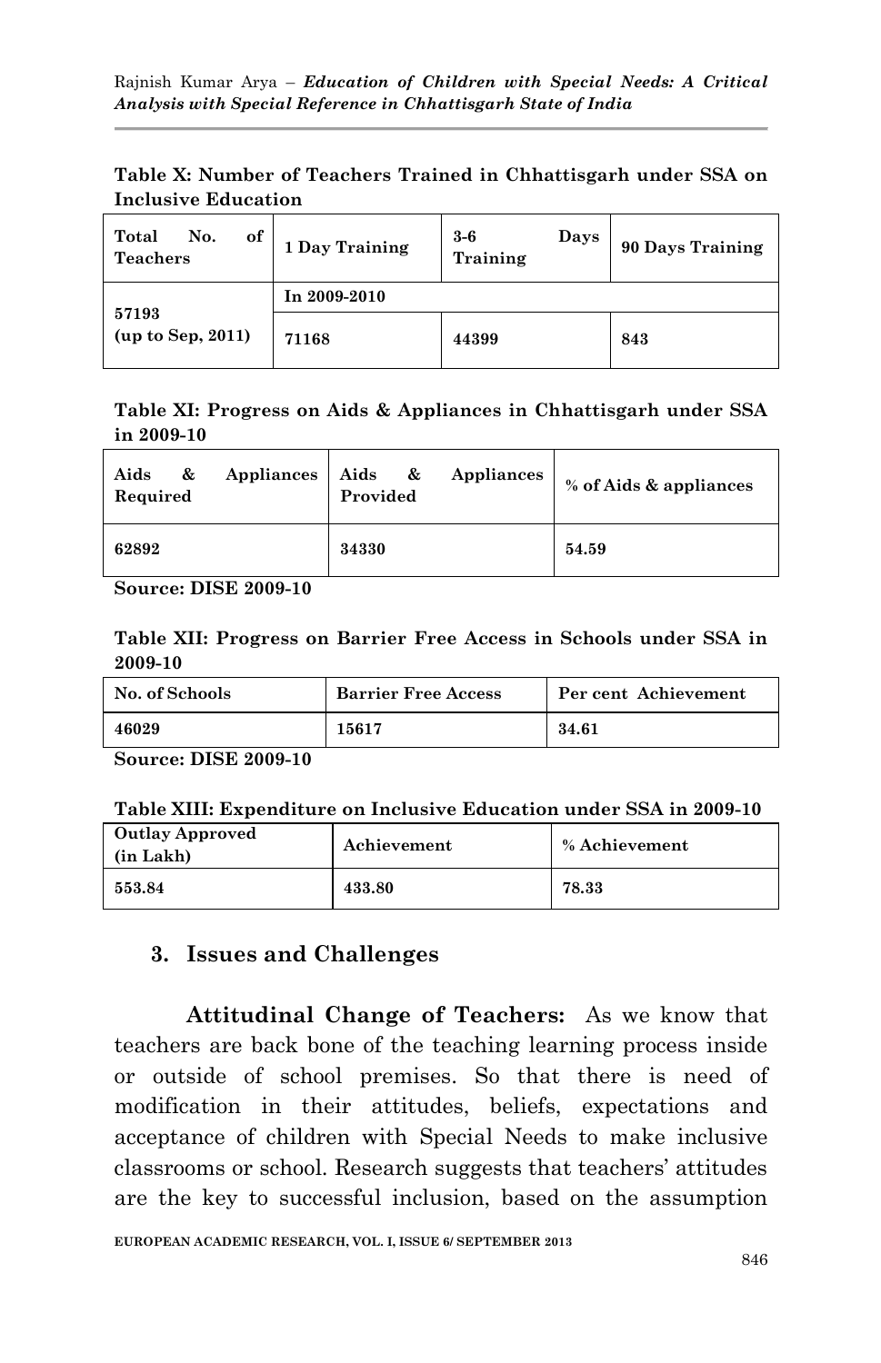**Table X: Number of Teachers Trained in Chhattisgarh under SSA on Inclusive Education**

| Total No. of Teachers | 1 Day Training | 3-6 Days Training | 90 Days Training |
|---|---|---|---|
| 57193 (up to Sep, 2011) | In 2009-2010 | | |
| | 71168 | 44399 | 843 |

**Table XI: Progress on Aids & Appliances in Chhattisgarh under SSA in 2009-10**

| Aids & Appliances Required | Aids & Appliances Provided | % of Aids & appliances |
|---|---|---|
| 62892 | 34330 | 54.59 |

**Source: DISE 2009-10**

**Table XII: Progress on Barrier Free Access in Schools under SSA in 2009-10**

| No. of Schools | Barrier Free Access | Per cent Achievement |
|---|---|---|
| 46029 | 15617 | 34.61 |

**Source: DISE 2009-10**

**Table XIII: Expenditure on Inclusive Education under SSA in 2009-10**

| Outlay Approved (in Lakh) | Achievement | % Achievement |
|---|---|---|
| 553.84 | 433.80 | 78.33 |

## 3. Issues and Challenges

**Attitudinal Change of Teachers:** As we know that teachers are back bone of the teaching learning process inside or outside of school premises. So that there is need of modification in their attitudes, beliefs, expectations and acceptance of children with Special Needs to make inclusive classrooms or school. Research suggests that teachers' attitudes are the key to successful inclusion, based on the assumption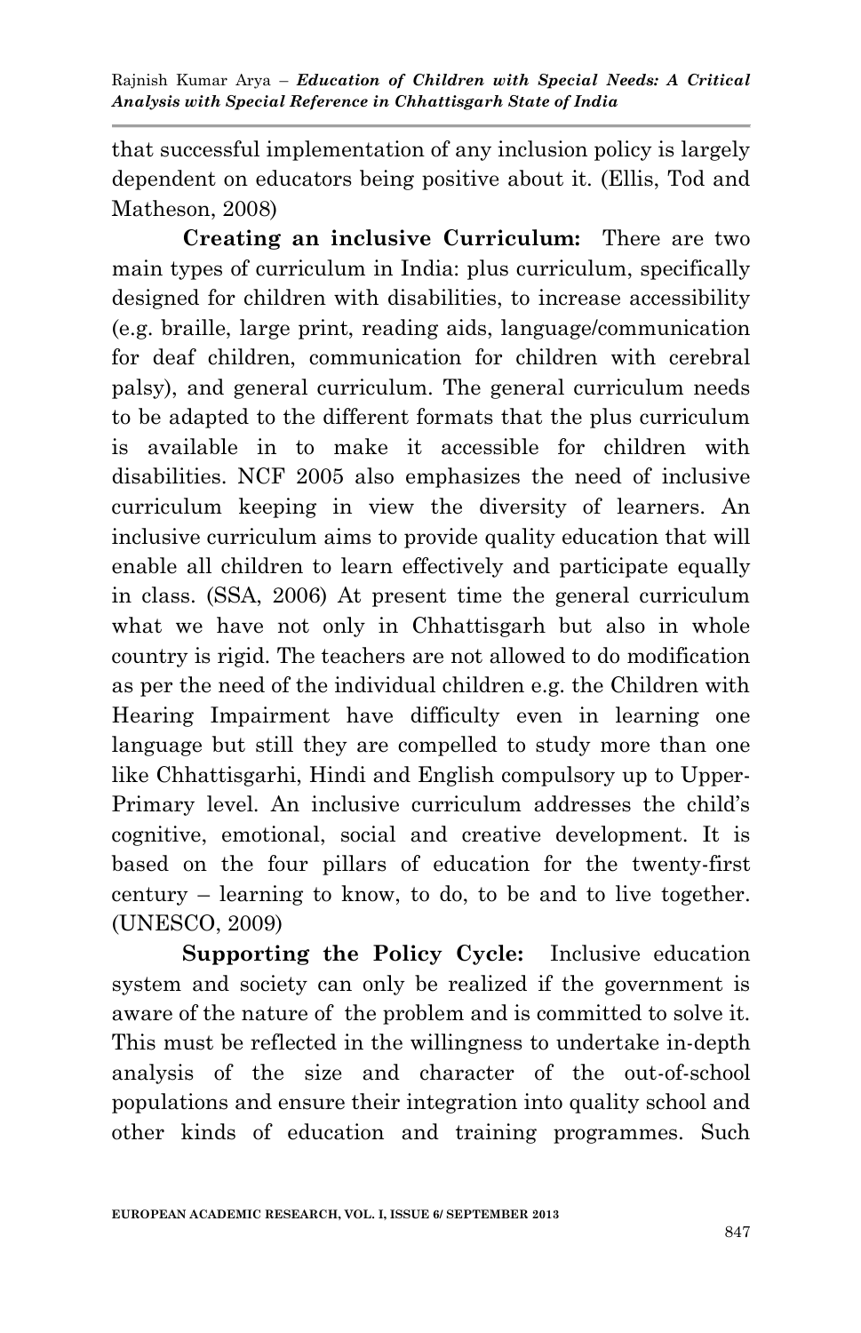that successful implementation of any inclusion policy is largely dependent on educators being positive about it. (Ellis, Tod and Matheson, 2008)

**Creating an inclusive Curriculum:** There are two main types of curriculum in India: plus curriculum, specifically designed for children with disabilities, to increase accessibility (e.g. braille, large print, reading aids, language/communication for deaf children, communication for children with cerebral palsy), and general curriculum. The general curriculum needs to be adapted to the different formats that the plus curriculum is available in to make it accessible for children with disabilities. NCF 2005 also emphasizes the need of inclusive curriculum keeping in view the diversity of learners. An inclusive curriculum aims to provide quality education that will enable all children to learn effectively and participate equally in class. (SSA, 2006) At present time the general curriculum what we have not only in Chhattisgarh but also in whole country is rigid. The teachers are not allowed to do modification as per the need of the individual children e.g. the Children with Hearing Impairment have difficulty even in learning one language but still they are compelled to study more than one like Chhattisgarhi, Hindi and English compulsory up to Upper-Primary level. An inclusive curriculum addresses the child's cognitive, emotional, social and creative development. It is based on the four pillars of education for the twenty-first century – learning to know, to do, to be and to live together. (UNESCO, 2009)

**Supporting the Policy Cycle:** Inclusive education system and society can only be realized if the government is aware of the nature of the problem and is committed to solve it. This must be reflected in the willingness to undertake in-depth analysis of the size and character of the out-of-school populations and ensure their integration into quality school and other kinds of education and training programmes. Such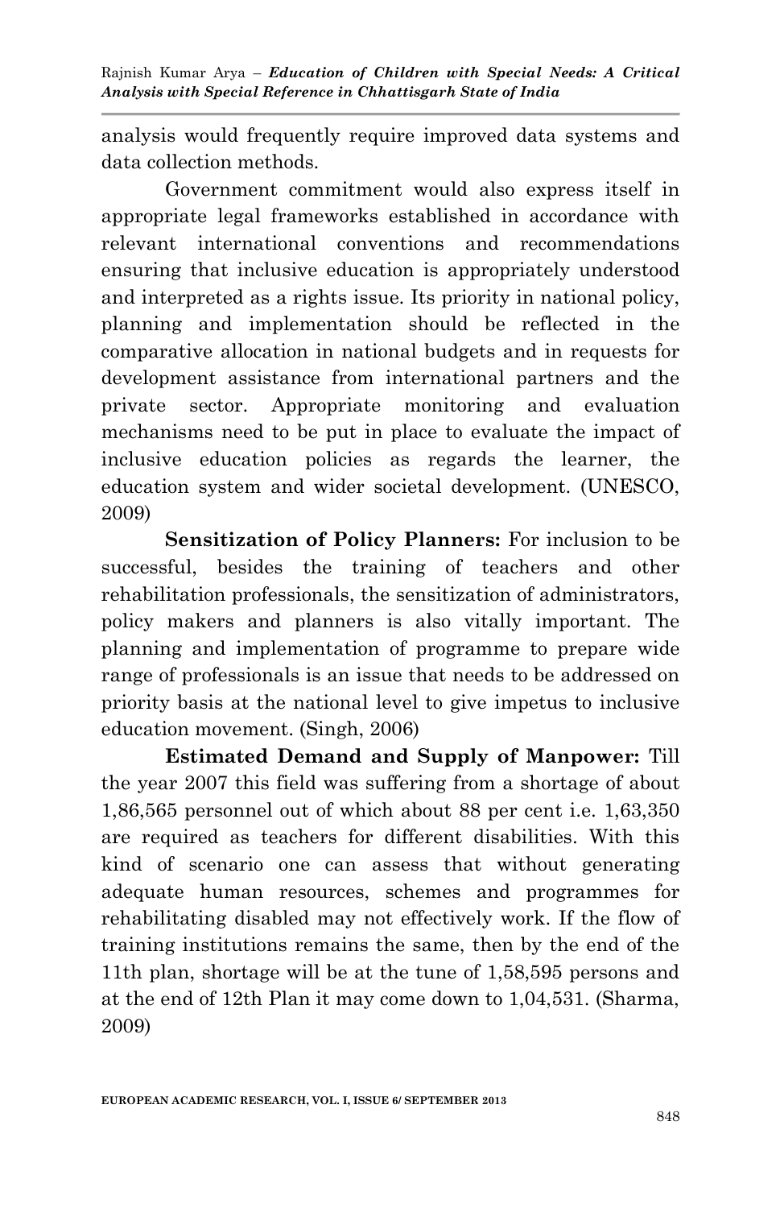analysis would frequently require improved data systems and data collection methods.

Government commitment would also express itself in appropriate legal frameworks established in accordance with relevant international conventions and recommendations ensuring that inclusive education is appropriately understood and interpreted as a rights issue. Its priority in national policy, planning and implementation should be reflected in the comparative allocation in national budgets and in requests for development assistance from international partners and the private sector. Appropriate monitoring and evaluation mechanisms need to be put in place to evaluate the impact of inclusive education policies as regards the learner, the education system and wider societal development. (UNESCO, 2009)

**Sensitization of Policy Planners:** For inclusion to be successful, besides the training of teachers and other rehabilitation professionals, the sensitization of administrators, policy makers and planners is also vitally important. The planning and implementation of programme to prepare wide range of professionals is an issue that needs to be addressed on priority basis at the national level to give impetus to inclusive education movement. (Singh, 2006)

**Estimated Demand and Supply of Manpower:** Till the year 2007 this field was suffering from a shortage of about 1,86,565 personnel out of which about 88 per cent i.e. 1,63,350 are required as teachers for different disabilities. With this kind of scenario one can assess that without generating adequate human resources, schemes and programmes for rehabilitating disabled may not effectively work. If the flow of training institutions remains the same, then by the end of the 11th plan, shortage will be at the tune of 1,58,595 persons and at the end of 12th Plan it may come down to 1,04,531. (Sharma, 2009)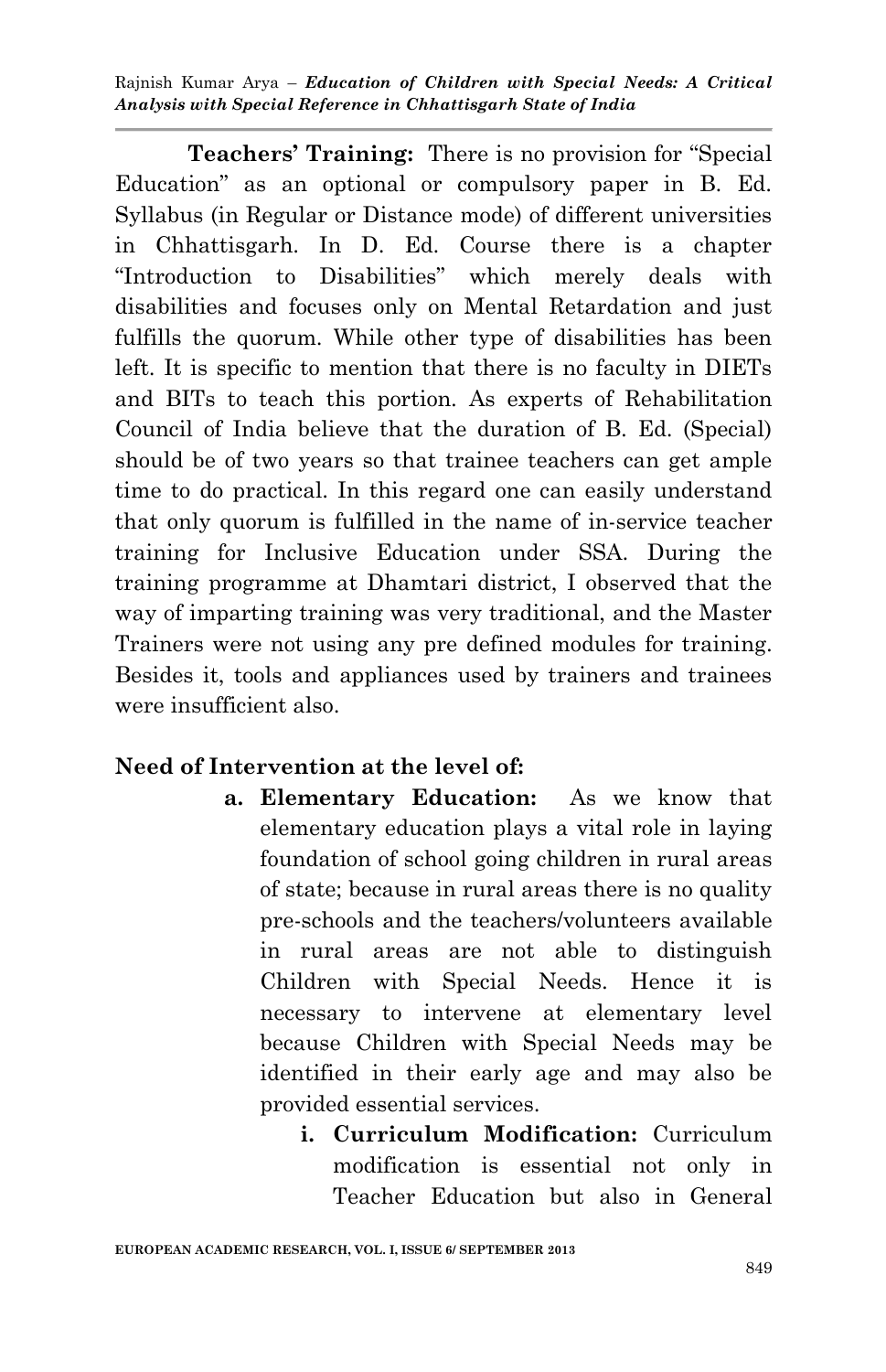**Teachers' Training:** There is no provision for "Special Education" as an optional or compulsory paper in B. Ed. Syllabus (in Regular or Distance mode) of different universities in Chhattisgarh. In D. Ed. Course there is a chapter "Introduction to Disabilities" which merely deals with disabilities and focuses only on Mental Retardation and just fulfills the quorum. While other type of disabilities has been left. It is specific to mention that there is no faculty in DIETs and BITs to teach this portion. As experts of Rehabilitation Council of India believe that the duration of B. Ed. (Special) should be of two years so that trainee teachers can get ample time to do practical. In this regard one can easily understand that only quorum is fulfilled in the name of in-service teacher training for Inclusive Education under SSA. During the training programme at Dhamtari district, I observed that the way of imparting training was very traditional, and the Master Trainers were not using any pre defined modules for training. Besides it, tools and appliances used by trainers and trainees were insufficient also.

**Need of Intervention at the level of:**

a. **Elementary Education:** As we know that elementary education plays a vital role in laying foundation of school going children in rural areas of state; because in rural areas there is no quality pre-schools and the teachers/volunteers available in rural areas are not able to distinguish Children with Special Needs. Hence it is necessary to intervene at elementary level because Children with Special Needs may be identified in their early age and may also be provided essential services.

    i. **Curriculum Modification:** Curriculum modification is essential not only in Teacher Education but also in General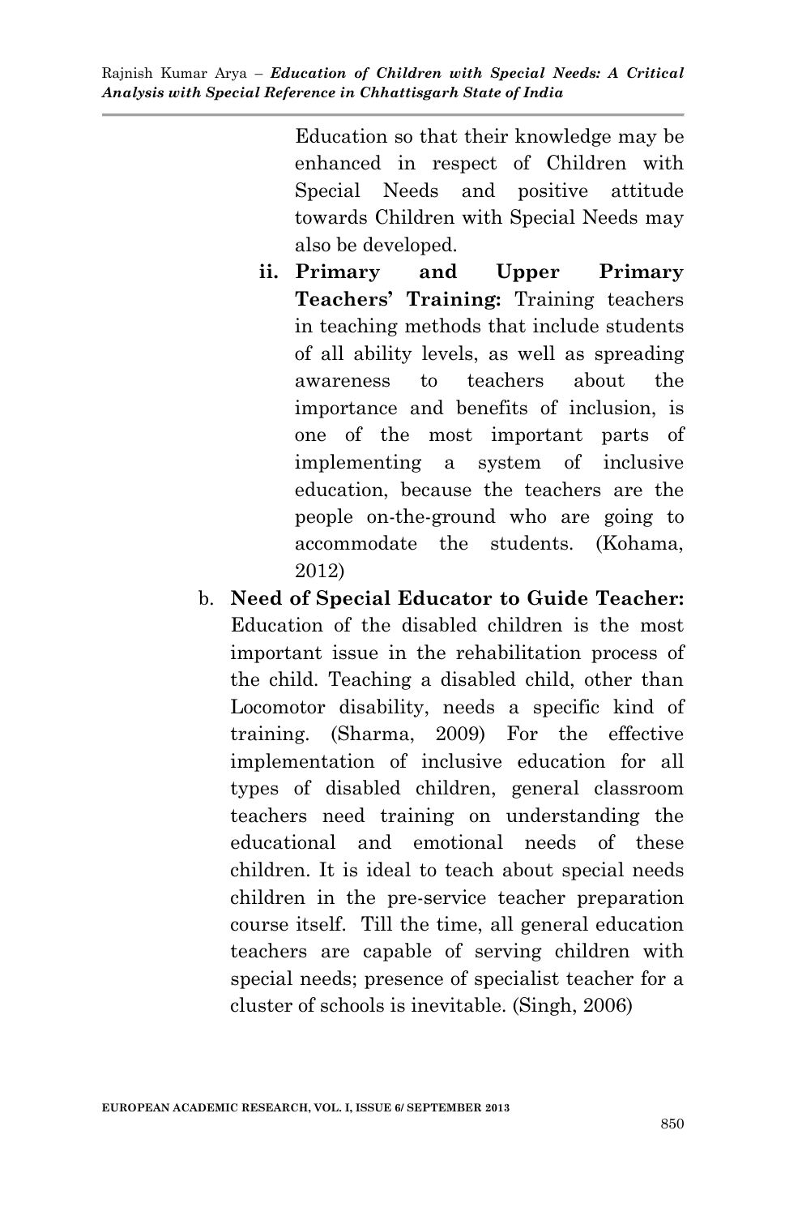Education so that their knowledge may be enhanced in respect of Children with Special Needs and positive attitude towards Children with Special Needs may also be developed.

ii. **Primary and Upper Primary Teachers' Training:** Training teachers in teaching methods that include students of all ability levels, as well as spreading awareness to teachers about the importance and benefits of inclusion, is one of the most important parts of implementing a system of inclusive education, because the teachers are the people on-the-ground who are going to accommodate the students. (Kohama, 2012)

b. **Need of Special Educator to Guide Teacher:** Education of the disabled children is the most important issue in the rehabilitation process of the child. Teaching a disabled child, other than Locomotor disability, needs a specific kind of training. (Sharma, 2009) For the effective implementation of inclusive education for all types of disabled children, general classroom teachers need training on understanding the educational and emotional needs of these children. It is ideal to teach about special needs children in the pre-service teacher preparation course itself. Till the time, all general education teachers are capable of serving children with special needs; presence of specialist teacher for a cluster of schools is inevitable. (Singh, 2006)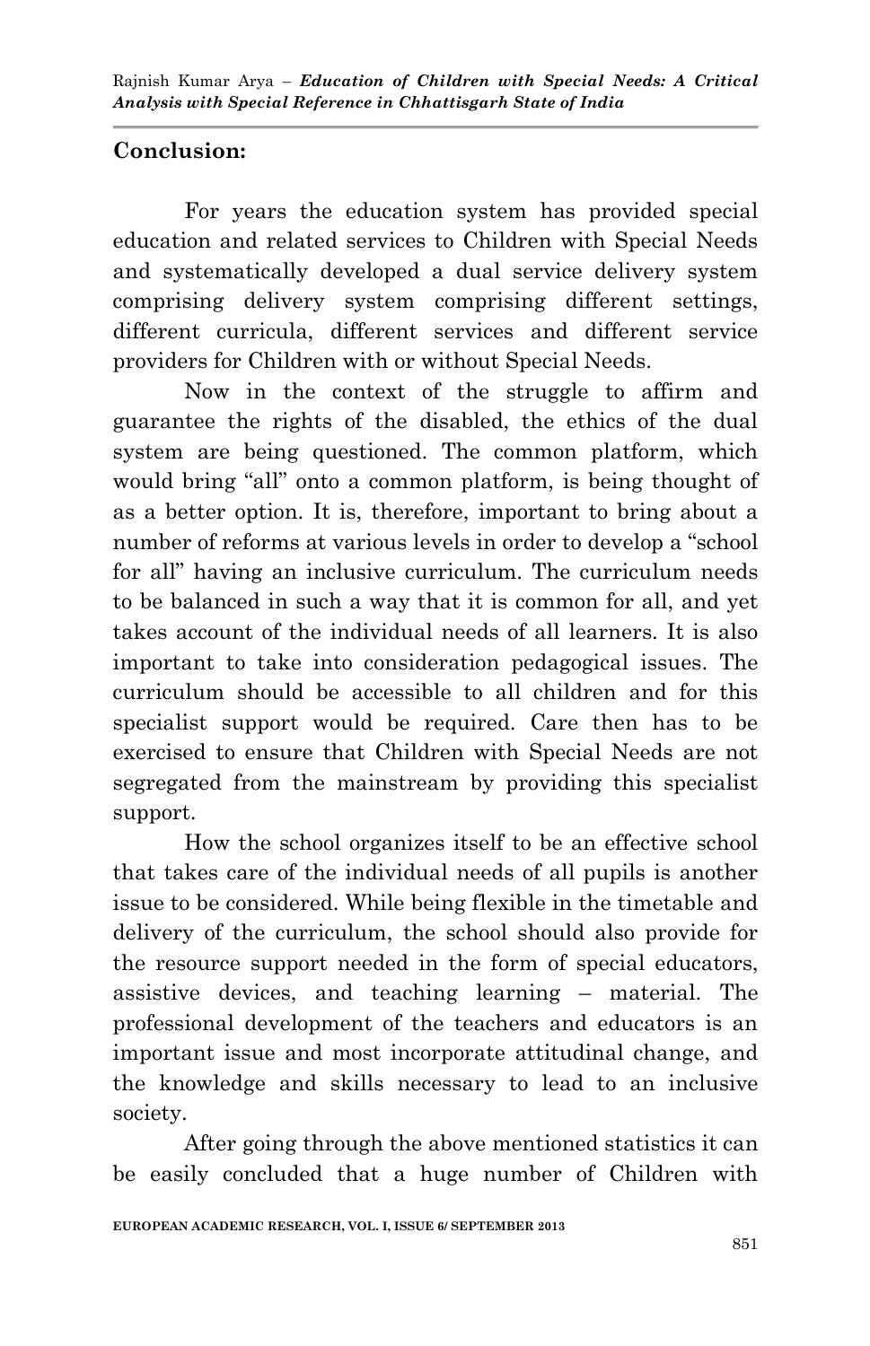## Conclusion:

For years the education system has provided special education and related services to Children with Special Needs and systematically developed a dual service delivery system comprising delivery system comprising different settings, different curricula, different services and different service providers for Children with or without Special Needs.

Now in the context of the struggle to affirm and guarantee the rights of the disabled, the ethics of the dual system are being questioned. The common platform, which would bring "all" onto a common platform, is being thought of as a better option. It is, therefore, important to bring about a number of reforms at various levels in order to develop a "school for all" having an inclusive curriculum. The curriculum needs to be balanced in such a way that it is common for all, and yet takes account of the individual needs of all learners. It is also important to take into consideration pedagogical issues. The curriculum should be accessible to all children and for this specialist support would be required. Care then has to be exercised to ensure that Children with Special Needs are not segregated from the mainstream by providing this specialist support.

How the school organizes itself to be an effective school that takes care of the individual needs of all pupils is another issue to be considered. While being flexible in the timetable and delivery of the curriculum, the school should also provide for the resource support needed in the form of special educators, assistive devices, and teaching learning – material. The professional development of the teachers and educators is an important issue and most incorporate attitudinal change, and the knowledge and skills necessary to lead to an inclusive society.

After going through the above mentioned statistics it can be easily concluded that a huge number of Children with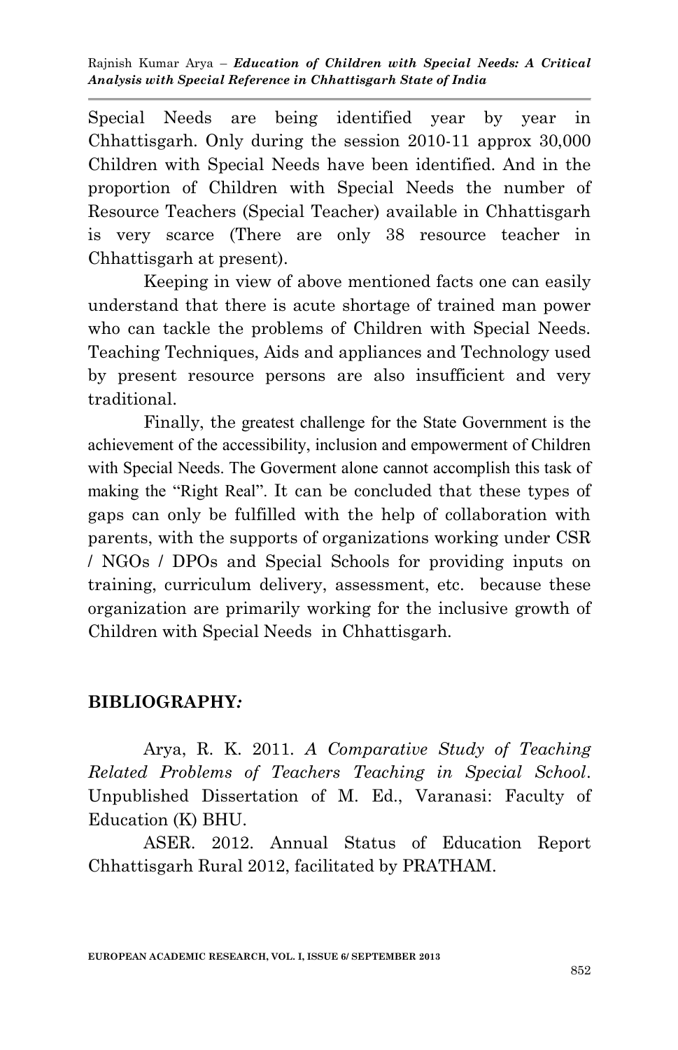Special Needs are being identified year by year in Chhattisgarh. Only during the session 2010-11 approx 30,000 Children with Special Needs have been identified. And in the proportion of Children with Special Needs the number of Resource Teachers (Special Teacher) available in Chhattisgarh is very scarce (There are only 38 resource teacher in Chhattisgarh at present).

Keeping in view of above mentioned facts one can easily understand that there is acute shortage of trained man power who can tackle the problems of Children with Special Needs. Teaching Techniques, Aids and appliances and Technology used by present resource persons are also insufficient and very traditional.

Finally, the greatest challenge for the State Government is the achievement of the accessibility, inclusion and empowerment of Children with Special Needs. The Goverment alone cannot accomplish this task of making the "Right Real". It can be concluded that these types of gaps can only be fulfilled with the help of collaboration with parents, with the supports of organizations working under CSR / NGOs / DPOs and Special Schools for providing inputs on training, curriculum delivery, assessment, etc. because these organization are primarily working for the inclusive growth of Children with Special Needs in Chhattisgarh.

## BIBLIOGRAPHY*:*

Arya, R. K. 2011. *A Comparative Study of Teaching Related Problems of Teachers Teaching in Special School*. Unpublished Dissertation of M. Ed., Varanasi: Faculty of Education (K) BHU.

ASER. 2012. Annual Status of Education Report Chhattisgarh Rural 2012, facilitated by PRATHAM.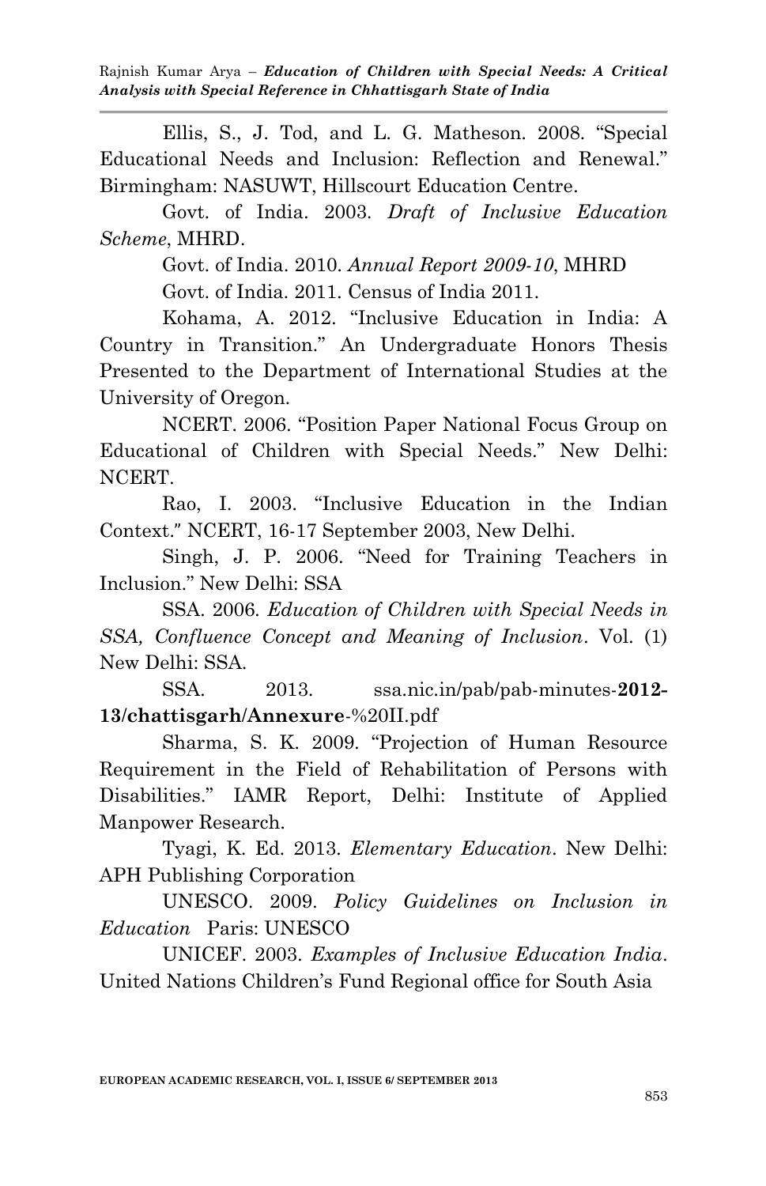Ellis, S., J. Tod, and L. G. Matheson. 2008. "Special Educational Needs and Inclusion: Reflection and Renewal." Birmingham: NASUWT, Hillscourt Education Centre.

Govt. of India. 2003. *Draft of Inclusive Education Scheme*, MHRD.

Govt. of India. 2010. *Annual Report 2009-10*, MHRD

Govt. of India. 2011. Census of India 2011.

Kohama, A. 2012. "Inclusive Education in India: A Country in Transition." An Undergraduate Honors Thesis Presented to the Department of International Studies at the University of Oregon.

NCERT. 2006. "Position Paper National Focus Group on Educational of Children with Special Needs." New Delhi: NCERT.

Rao, I. 2003. "Inclusive Education in the Indian Context." NCERT, 16-17 September 2003, New Delhi.

Singh, J. P. 2006. "Need for Training Teachers in Inclusion." New Delhi: SSA

SSA. 2006. *Education of Children with Special Needs in SSA, Confluence Concept and Meaning of Inclusion*. Vol. (1) New Delhi: SSA.

SSA. 2013. ssa.nic.in/pab/pab-minutes-**2012-13/chattisgarh/Annexure**-%20II.pdf

Sharma, S. K. 2009. "Projection of Human Resource Requirement in the Field of Rehabilitation of Persons with Disabilities." IAMR Report, Delhi: Institute of Applied Manpower Research.

Tyagi, K. Ed. 2013. *Elementary Education*. New Delhi: APH Publishing Corporation

UNESCO. 2009. *Policy Guidelines on Inclusion in Education* Paris: UNESCO

UNICEF. 2003. *Examples of Inclusive Education India*. United Nations Children's Fund Regional office for South Asia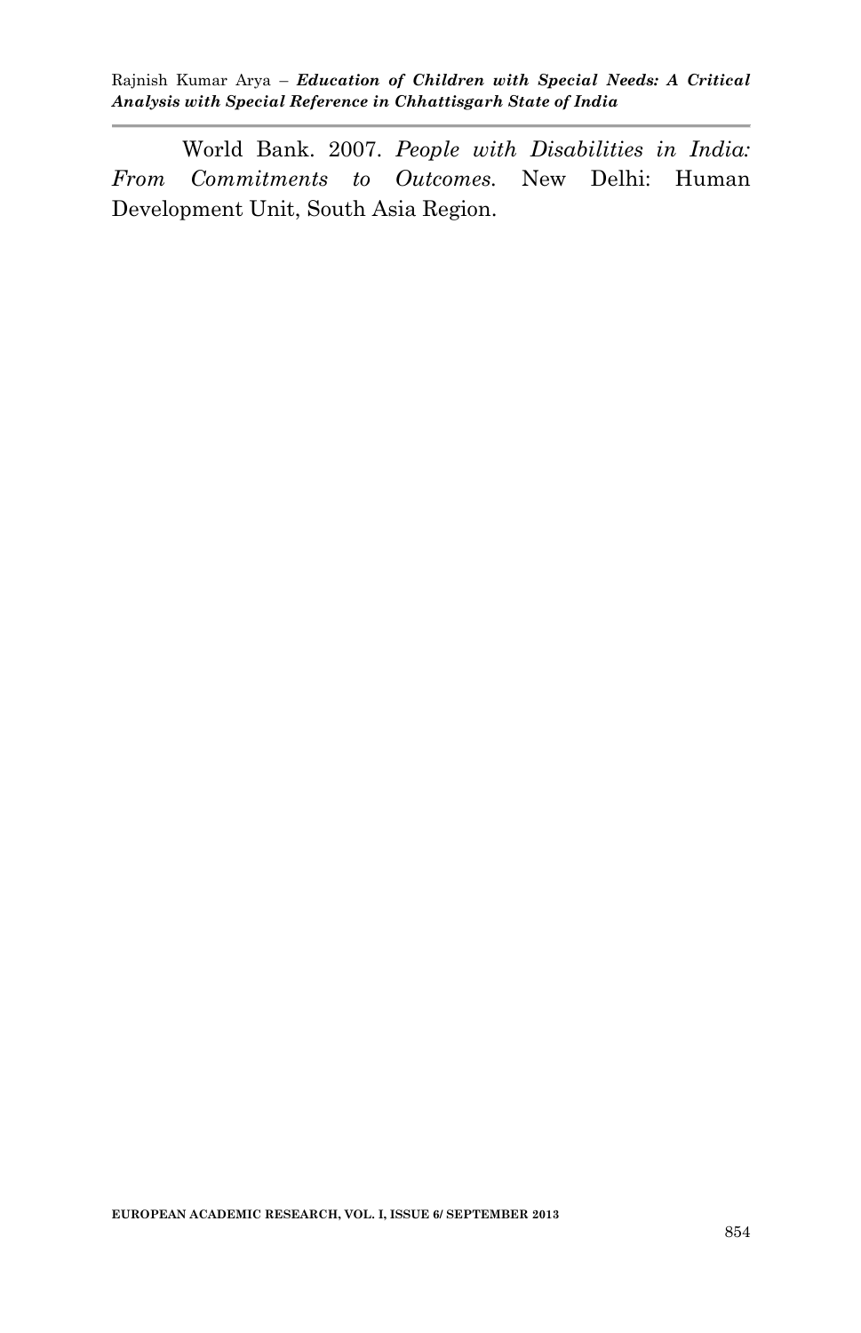World Bank. 2007. *People with Disabilities in India: From Commitments to Outcomes.* New Delhi: Human Development Unit, South Asia Region.